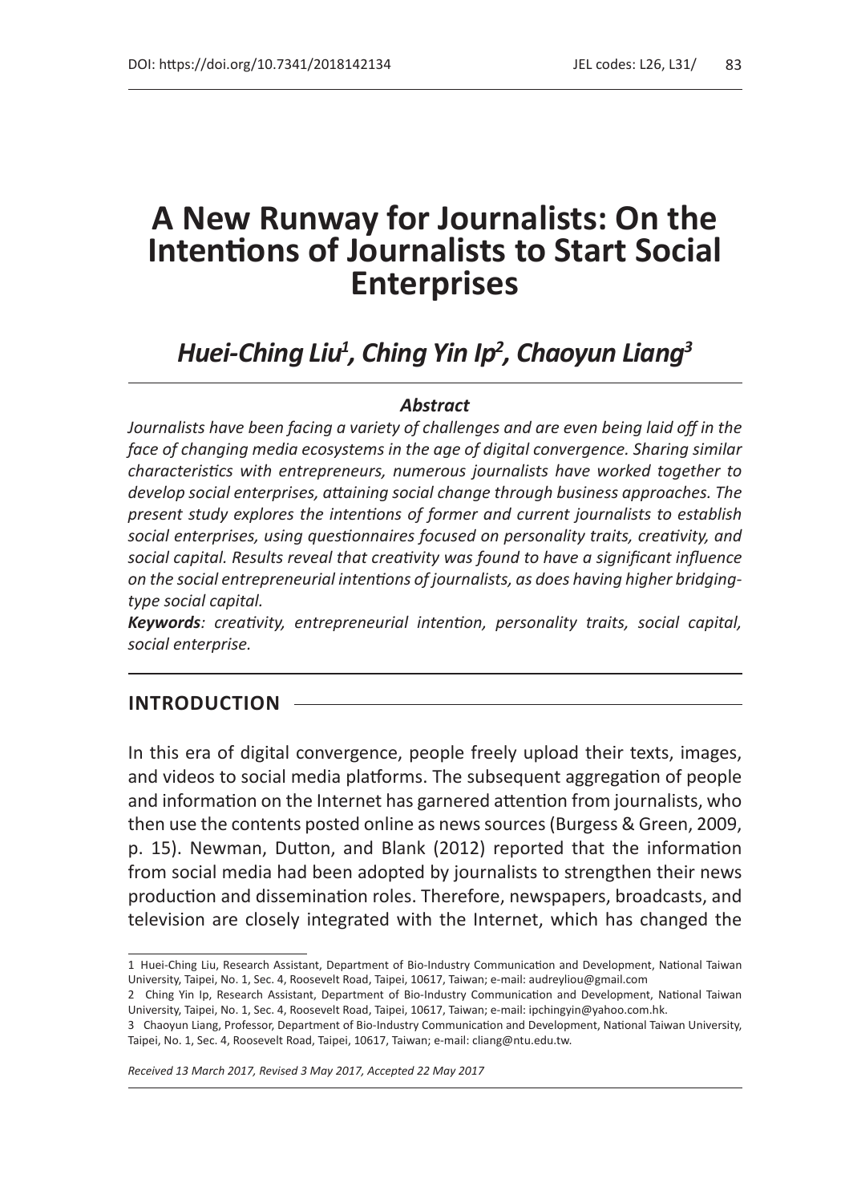DOI: https://doi.org/10.7341/2018142134 JEL codes: L26, L31/

# A New Runway for Journalists: On the Intentions of Journalists to Start Social Enterprises

## *Huei-Ching Liu*[1], *Ching Yin Ip*[2], *Chaoyun Liang*[3]

### *Abstract*

*Journalists have been facing a variety of challenges and are even being laid off in the face of changing media ecosystems in the age of digital convergence. Sharing similar characteristics with entrepreneurs, numerous journalists have worked together to develop social enterprises, attaining social change through business approaches. The present study explores the intentions of former and current journalists to establish social enterprises, using questionnaires focused on personality traits, creativity, and social capital. Results reveal that creativity was found to have a significant influence on the social entrepreneurial intentions of journalists, as does having higher bridging-type social capital.*

***Keywords**: creativity, entrepreneurial intention, personality traits, social capital, social enterprise.*

## INTRODUCTION

In this era of digital convergence, people freely upload their texts, images, and videos to social media platforms. The subsequent aggregation of people and information on the Internet has garnered attention from journalists, who then use the contents posted online as news sources (Burgess & Green, 2009, p. 15). Newman, Dutton, and Blank (2012) reported that the information from social media had been adopted by journalists to strengthen their news production and dissemination roles. Therefore, newspapers, broadcasts, and television are closely integrated with the Internet, which has changed the

---

1 Huei-Ching Liu, Research Assistant, Department of Bio-Industry Communication and Development, National Taiwan University, Taipei, No. 1, Sec. 4, Roosevelt Road, Taipei, 10617, Taiwan; e-mail: audreyliou@gmail.com

2 Ching Yin Ip, Research Assistant, Department of Bio-Industry Communication and Development, National Taiwan University, Taipei, No. 1, Sec. 4, Roosevelt Road, Taipei, 10617, Taiwan; e-mail: ipchingyin@yahoo.com.hk.

3 Chaoyun Liang, Professor, Department of Bio-Industry Communication and Development, National Taiwan University, Taipei, No. 1, Sec. 4, Roosevelt Road, Taipei, 10617, Taiwan; e-mail: cliang@ntu.edu.tw.

*Received 13 March 2017, Revised 3 May 2017, Accepted 22 May 2017*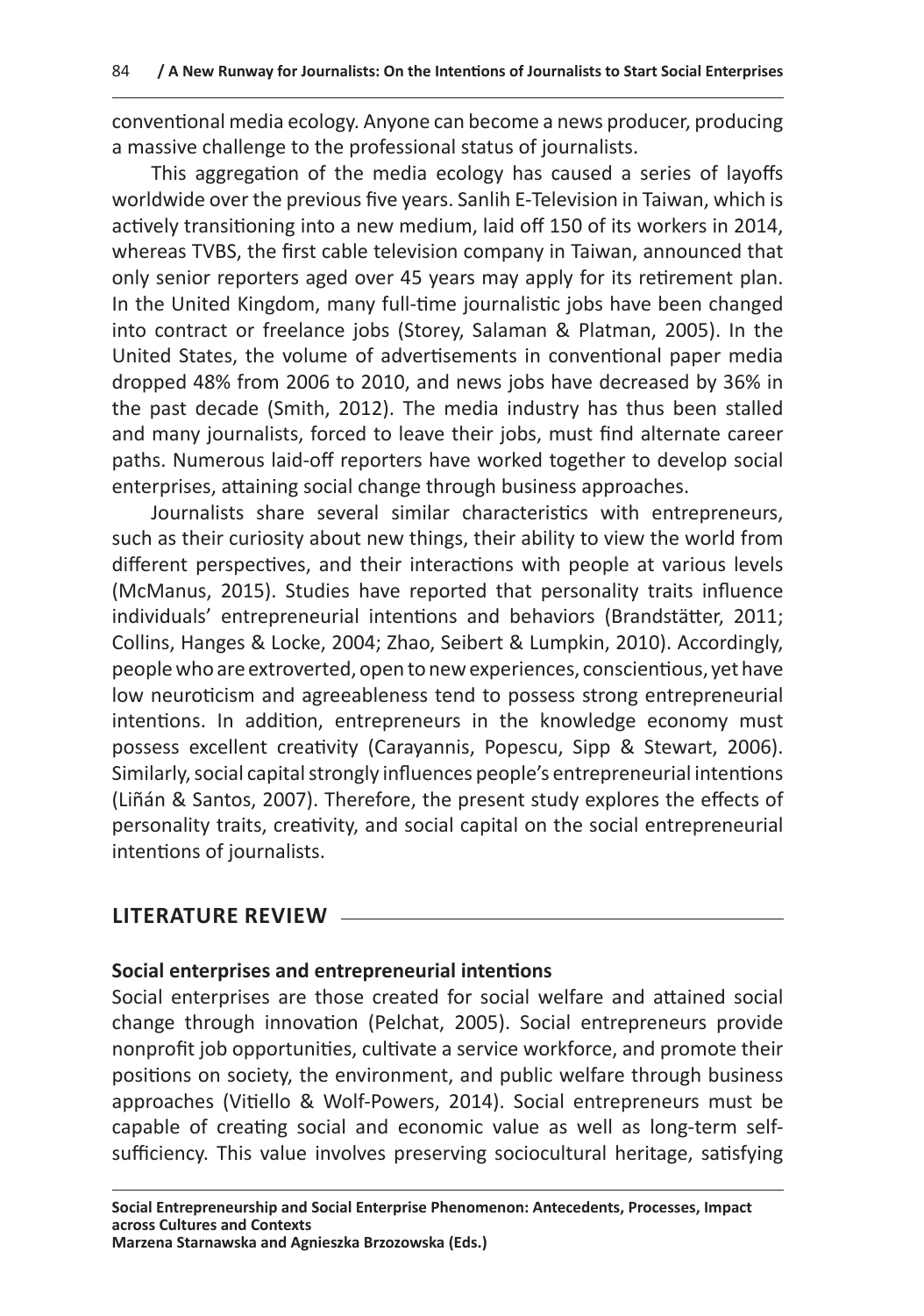conventional media ecology. Anyone can become a news producer, producing a massive challenge to the professional status of journalists.

This aggregation of the media ecology has caused a series of layoffs worldwide over the previous five years. Sanlih E-Television in Taiwan, which is actively transitioning into a new medium, laid off 150 of its workers in 2014, whereas TVBS, the first cable television company in Taiwan, announced that only senior reporters aged over 45 years may apply for its retirement plan. In the United Kingdom, many full-time journalistic jobs have been changed into contract or freelance jobs (Storey, Salaman & Platman, 2005). In the United States, the volume of advertisements in conventional paper media dropped 48% from 2006 to 2010, and news jobs have decreased by 36% in the past decade (Smith, 2012). The media industry has thus been stalled and many journalists, forced to leave their jobs, must find alternate career paths. Numerous laid-off reporters have worked together to develop social enterprises, attaining social change through business approaches.

Journalists share several similar characteristics with entrepreneurs, such as their curiosity about new things, their ability to view the world from different perspectives, and their interactions with people at various levels (McManus, 2015). Studies have reported that personality traits influence individuals' entrepreneurial intentions and behaviors (Brandstätter, 2011; Collins, Hanges & Locke, 2004; Zhao, Seibert & Lumpkin, 2010). Accordingly, people who are extroverted, open to new experiences, conscientious, yet have low neuroticism and agreeableness tend to possess strong entrepreneurial intentions. In addition, entrepreneurs in the knowledge economy must possess excellent creativity (Carayannis, Popescu, Sipp & Stewart, 2006). Similarly, social capital strongly influences people's entrepreneurial intentions (Liñán & Santos, 2007). Therefore, the present study explores the effects of personality traits, creativity, and social capital on the social entrepreneurial intentions of journalists.

## LITERATURE REVIEW

### Social enterprises and entrepreneurial intentions

Social enterprises are those created for social welfare and attained social change through innovation (Pelchat, 2005). Social entrepreneurs provide nonprofit job opportunities, cultivate a service workforce, and promote their positions on society, the environment, and public welfare through business approaches (Vitiello & Wolf-Powers, 2014). Social entrepreneurs must be capable of creating social and economic value as well as long-term self-sufficiency. This value involves preserving sociocultural heritage, satisfying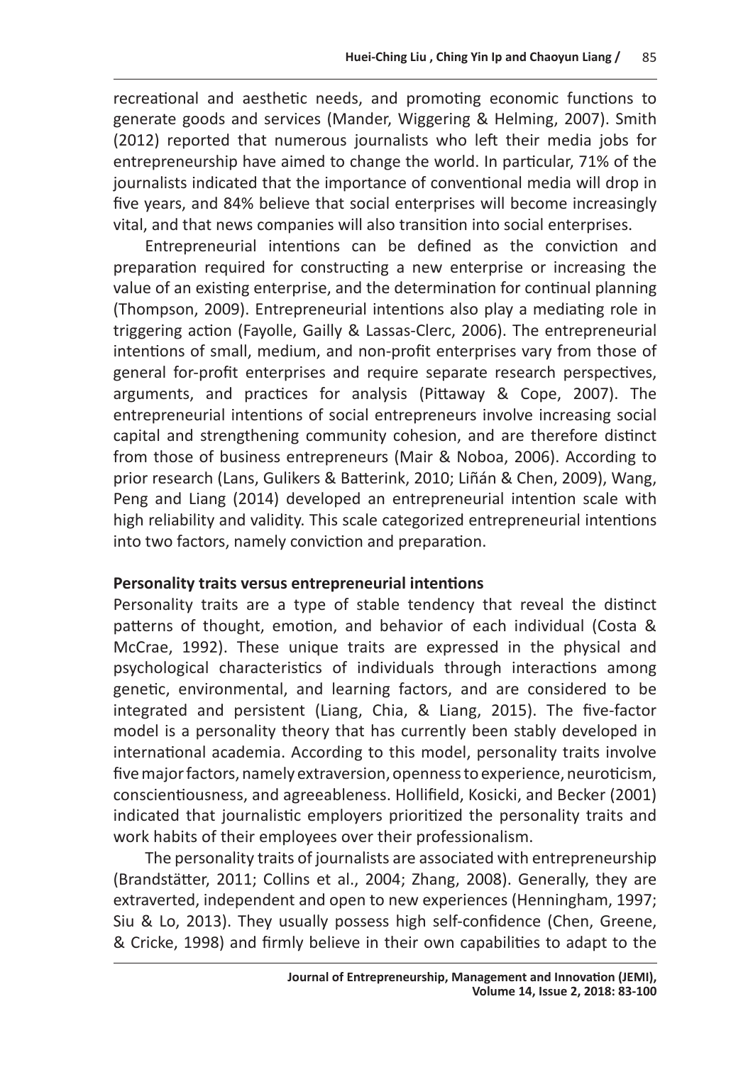recreational and aesthetic needs, and promoting economic functions to generate goods and services (Mander, Wiggering & Helming, 2007). Smith (2012) reported that numerous journalists who left their media jobs for entrepreneurship have aimed to change the world. In particular, 71% of the journalists indicated that the importance of conventional media will drop in five years, and 84% believe that social enterprises will become increasingly vital, and that news companies will also transition into social enterprises.

Entrepreneurial intentions can be defined as the conviction and preparation required for constructing a new enterprise or increasing the value of an existing enterprise, and the determination for continual planning (Thompson, 2009). Entrepreneurial intentions also play a mediating role in triggering action (Fayolle, Gailly & Lassas-Clerc, 2006). The entrepreneurial intentions of small, medium, and non-profit enterprises vary from those of general for-profit enterprises and require separate research perspectives, arguments, and practices for analysis (Pittaway & Cope, 2007). The entrepreneurial intentions of social entrepreneurs involve increasing social capital and strengthening community cohesion, and are therefore distinct from those of business entrepreneurs (Mair & Noboa, 2006). According to prior research (Lans, Gulikers & Batterink, 2010; Liñán & Chen, 2009), Wang, Peng and Liang (2014) developed an entrepreneurial intention scale with high reliability and validity. This scale categorized entrepreneurial intentions into two factors, namely conviction and preparation.

### Personality traits versus entrepreneurial intentions

Personality traits are a type of stable tendency that reveal the distinct patterns of thought, emotion, and behavior of each individual (Costa & McCrae, 1992). These unique traits are expressed in the physical and psychological characteristics of individuals through interactions among genetic, environmental, and learning factors, and are considered to be integrated and persistent (Liang, Chia, & Liang, 2015). The five-factor model is a personality theory that has currently been stably developed in international academia. According to this model, personality traits involve five major factors, namely extraversion, openness to experience, neuroticism, conscientiousness, and agreeableness. Hollifield, Kosicki, and Becker (2001) indicated that journalistic employers prioritized the personality traits and work habits of their employees over their professionalism.

The personality traits of journalists are associated with entrepreneurship (Brandstätter, 2011; Collins et al., 2004; Zhang, 2008). Generally, they are extraverted, independent and open to new experiences (Henningham, 1997; Siu & Lo, 2013). They usually possess high self-confidence (Chen, Greene, & Cricke, 1998) and firmly believe in their own capabilities to adapt to the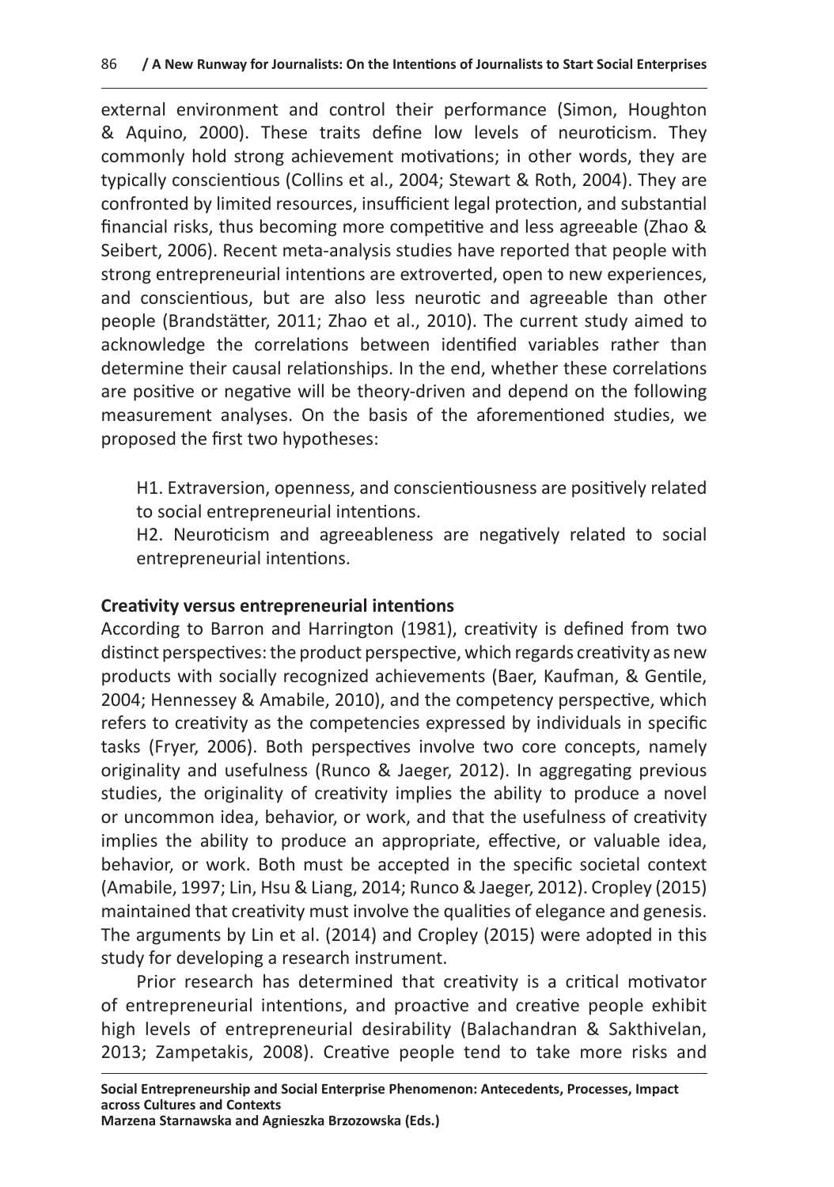external environment and control their performance (Simon, Houghton & Aquino, 2000). These traits define low levels of neuroticism. They commonly hold strong achievement motivations; in other words, they are typically conscientious (Collins et al., 2004; Stewart & Roth, 2004). They are confronted by limited resources, insufficient legal protection, and substantial financial risks, thus becoming more competitive and less agreeable (Zhao & Seibert, 2006). Recent meta-analysis studies have reported that people with strong entrepreneurial intentions are extroverted, open to new experiences, and conscientious, but are also less neurotic and agreeable than other people (Brandstätter, 2011; Zhao et al., 2010). The current study aimed to acknowledge the correlations between identified variables rather than determine their causal relationships. In the end, whether these correlations are positive or negative will be theory-driven and depend on the following measurement analyses. On the basis of the aforementioned studies, we proposed the first two hypotheses:

H1. Extraversion, openness, and conscientiousness are positively related to social entrepreneurial intentions.

H2. Neuroticism and agreeableness are negatively related to social entrepreneurial intentions.

**Creativity versus entrepreneurial intentions**

According to Barron and Harrington (1981), creativity is defined from two distinct perspectives: the product perspective, which regards creativity as new products with socially recognized achievements (Baer, Kaufman, & Gentile, 2004; Hennessey & Amabile, 2010), and the competency perspective, which refers to creativity as the competencies expressed by individuals in specific tasks (Fryer, 2006). Both perspectives involve two core concepts, namely originality and usefulness (Runco & Jaeger, 2012). In aggregating previous studies, the originality of creativity implies the ability to produce a novel or uncommon idea, behavior, or work, and that the usefulness of creativity implies the ability to produce an appropriate, effective, or valuable idea, behavior, or work. Both must be accepted in the specific societal context (Amabile, 1997; Lin, Hsu & Liang, 2014; Runco & Jaeger, 2012). Cropley (2015) maintained that creativity must involve the qualities of elegance and genesis. The arguments by Lin et al. (2014) and Cropley (2015) were adopted in this study for developing a research instrument.

Prior research has determined that creativity is a critical motivator of entrepreneurial intentions, and proactive and creative people exhibit high levels of entrepreneurial desirability (Balachandran & Sakthivelan, 2013; Zampetakis, 2008). Creative people tend to take more risks and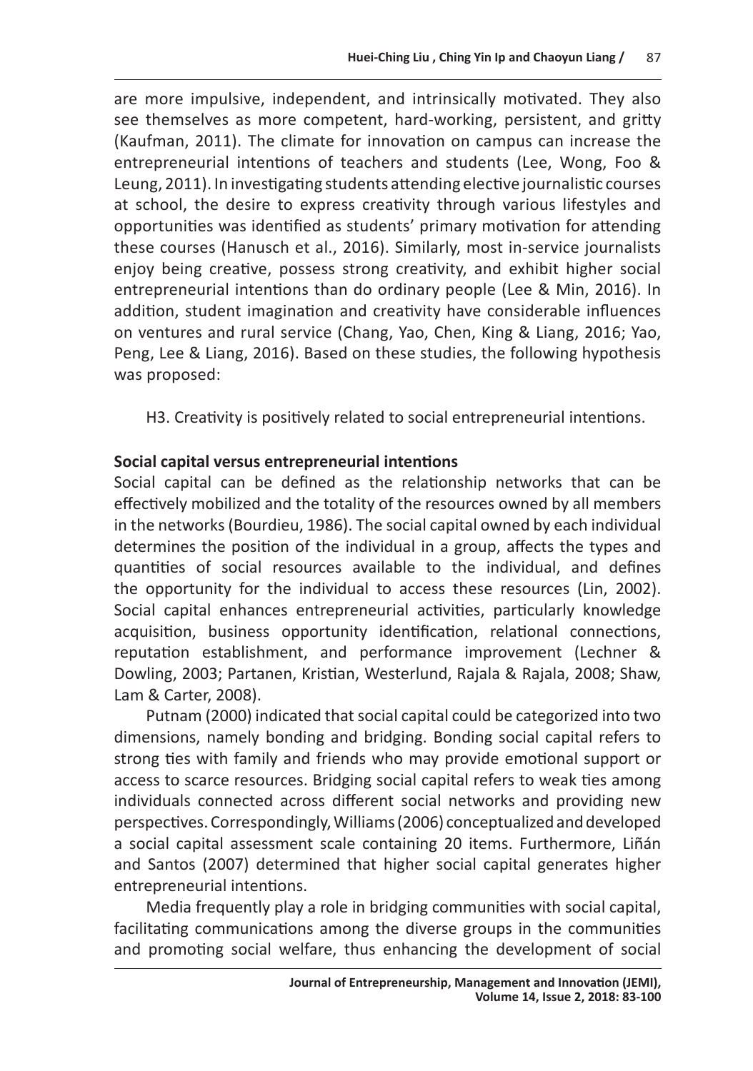are more impulsive, independent, and intrinsically motivated. They also see themselves as more competent, hard-working, persistent, and gritty (Kaufman, 2011). The climate for innovation on campus can increase the entrepreneurial intentions of teachers and students (Lee, Wong, Foo & Leung, 2011). In investigating students attending elective journalistic courses at school, the desire to express creativity through various lifestyles and opportunities was identified as students' primary motivation for attending these courses (Hanusch et al., 2016). Similarly, most in-service journalists enjoy being creative, possess strong creativity, and exhibit higher social entrepreneurial intentions than do ordinary people (Lee & Min, 2016). In addition, student imagination and creativity have considerable influences on ventures and rural service (Chang, Yao, Chen, King & Liang, 2016; Yao, Peng, Lee & Liang, 2016). Based on these studies, the following hypothesis was proposed:

H3. Creativity is positively related to social entrepreneurial intentions.

**Social capital versus entrepreneurial intentions**

Social capital can be defined as the relationship networks that can be effectively mobilized and the totality of the resources owned by all members in the networks (Bourdieu, 1986). The social capital owned by each individual determines the position of the individual in a group, affects the types and quantities of social resources available to the individual, and defines the opportunity for the individual to access these resources (Lin, 2002). Social capital enhances entrepreneurial activities, particularly knowledge acquisition, business opportunity identification, relational connections, reputation establishment, and performance improvement (Lechner & Dowling, 2003; Partanen, Kristian, Westerlund, Rajala & Rajala, 2008; Shaw, Lam & Carter, 2008).

Putnam (2000) indicated that social capital could be categorized into two dimensions, namely bonding and bridging. Bonding social capital refers to strong ties with family and friends who may provide emotional support or access to scarce resources. Bridging social capital refers to weak ties among individuals connected across different social networks and providing new perspectives. Correspondingly, Williams (2006) conceptualized and developed a social capital assessment scale containing 20 items. Furthermore, Liñán and Santos (2007) determined that higher social capital generates higher entrepreneurial intentions.

Media frequently play a role in bridging communities with social capital, facilitating communications among the diverse groups in the communities and promoting social welfare, thus enhancing the development of social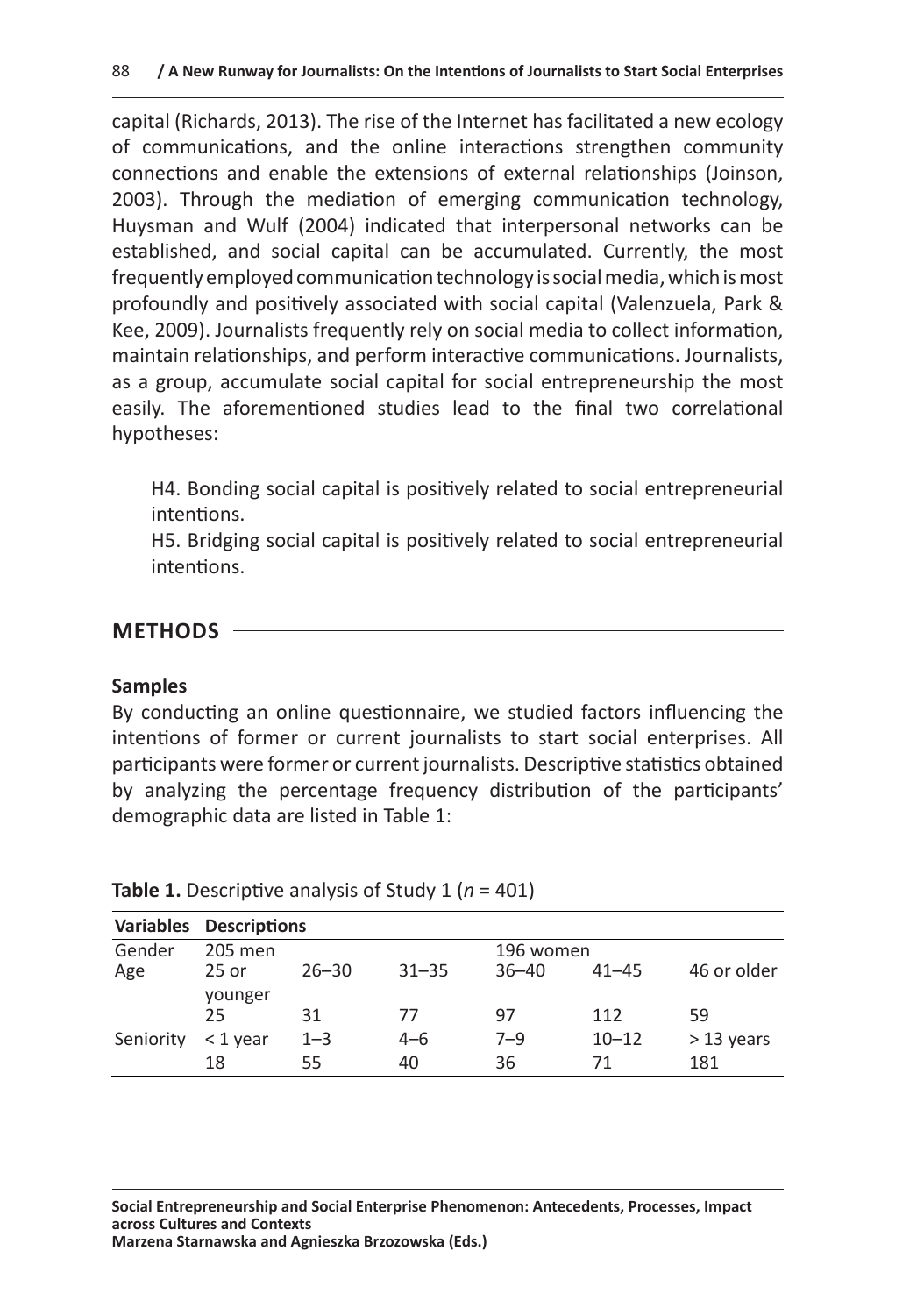capital (Richards, 2013). The rise of the Internet has facilitated a new ecology of communications, and the online interactions strengthen community connections and enable the extensions of external relationships (Joinson, 2003). Through the mediation of emerging communication technology, Huysman and Wulf (2004) indicated that interpersonal networks can be established, and social capital can be accumulated. Currently, the most frequently employed communication technology is social media, which is most profoundly and positively associated with social capital (Valenzuela, Park & Kee, 2009). Journalists frequently rely on social media to collect information, maintain relationships, and perform interactive communications. Journalists, as a group, accumulate social capital for social entrepreneurship the most easily. The aforementioned studies lead to the final two correlational hypotheses:

> H4. Bonding social capital is positively related to social entrepreneurial intentions.
> H5. Bridging social capital is positively related to social entrepreneurial intentions.

## METHODS

### Samples

By conducting an online questionnaire, we studied factors influencing the intentions of former or current journalists to start social enterprises. All participants were former or current journalists. Descriptive statistics obtained by analyzing the percentage frequency distribution of the participants' demographic data are listed in Table 1:

**Table 1.** Descriptive analysis of Study 1 ($n$ = 401)

| Variables | Descriptions | | | | | |
|---|---|---|---|---|---|---|
| Gender | 205 men | | | 196 women | | |
| Age | 25 or younger | 26–30 | 31–35 | 36–40 | 41–45 | 46 or older |
| | 25 | 31 | 77 | 97 | 112 | 59 |
| Seniority | < 1 year | 1–3 | 4–6 | 7–9 | 10–12 | > 13 years |
| | 18 | 55 | 40 | 36 | 71 | 181 |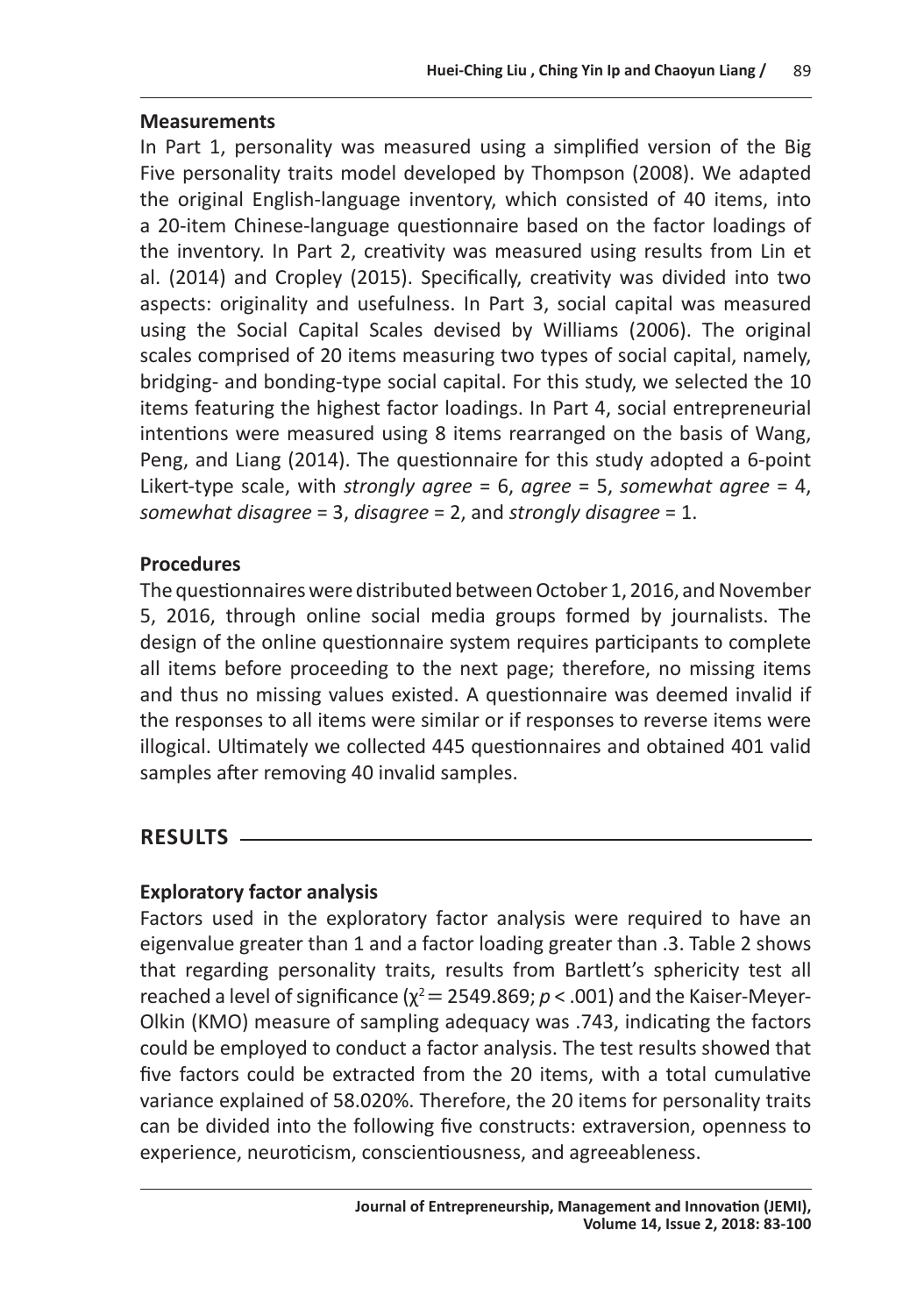### Measurements

In Part 1, personality was measured using a simplified version of the Big Five personality traits model developed by Thompson (2008). We adapted the original English-language inventory, which consisted of 40 items, into a 20-item Chinese-language questionnaire based on the factor loadings of the inventory. In Part 2, creativity was measured using results from Lin et al. (2014) and Cropley (2015). Specifically, creativity was divided into two aspects: originality and usefulness. In Part 3, social capital was measured using the Social Capital Scales devised by Williams (2006). The original scales comprised of 20 items measuring two types of social capital, namely, bridging- and bonding-type social capital. For this study, we selected the 10 items featuring the highest factor loadings. In Part 4, social entrepreneurial intentions were measured using 8 items rearranged on the basis of Wang, Peng, and Liang (2014). The questionnaire for this study adopted a 6-point Likert-type scale, with *strongly agree* = 6, *agree* = 5, *somewhat agree* = 4, *somewhat disagree* = 3, *disagree* = 2, and *strongly disagree* = 1.

### Procedures

The questionnaires were distributed between October 1, 2016, and November 5, 2016, through online social media groups formed by journalists. The design of the online questionnaire system requires participants to complete all items before proceeding to the next page; therefore, no missing items and thus no missing values existed. A questionnaire was deemed invalid if the responses to all items were similar or if responses to reverse items were illogical. Ultimately we collected 445 questionnaires and obtained 401 valid samples after removing 40 invalid samples.

## RESULTS

### Exploratory factor analysis

Factors used in the exploratory factor analysis were required to have an eigenvalue greater than 1 and a factor loading greater than .3. Table 2 shows that regarding personality traits, results from Bartlett's sphericity test all reached a level of significance ($\chi^2 = 2549.869$; $p < .001$) and the Kaiser-Meyer-Olkin (KMO) measure of sampling adequacy was .743, indicating the factors could be employed to conduct a factor analysis. The test results showed that five factors could be extracted from the 20 items, with a total cumulative variance explained of 58.020%. Therefore, the 20 items for personality traits can be divided into the following five constructs: extraversion, openness to experience, neuroticism, conscientiousness, and agreeableness.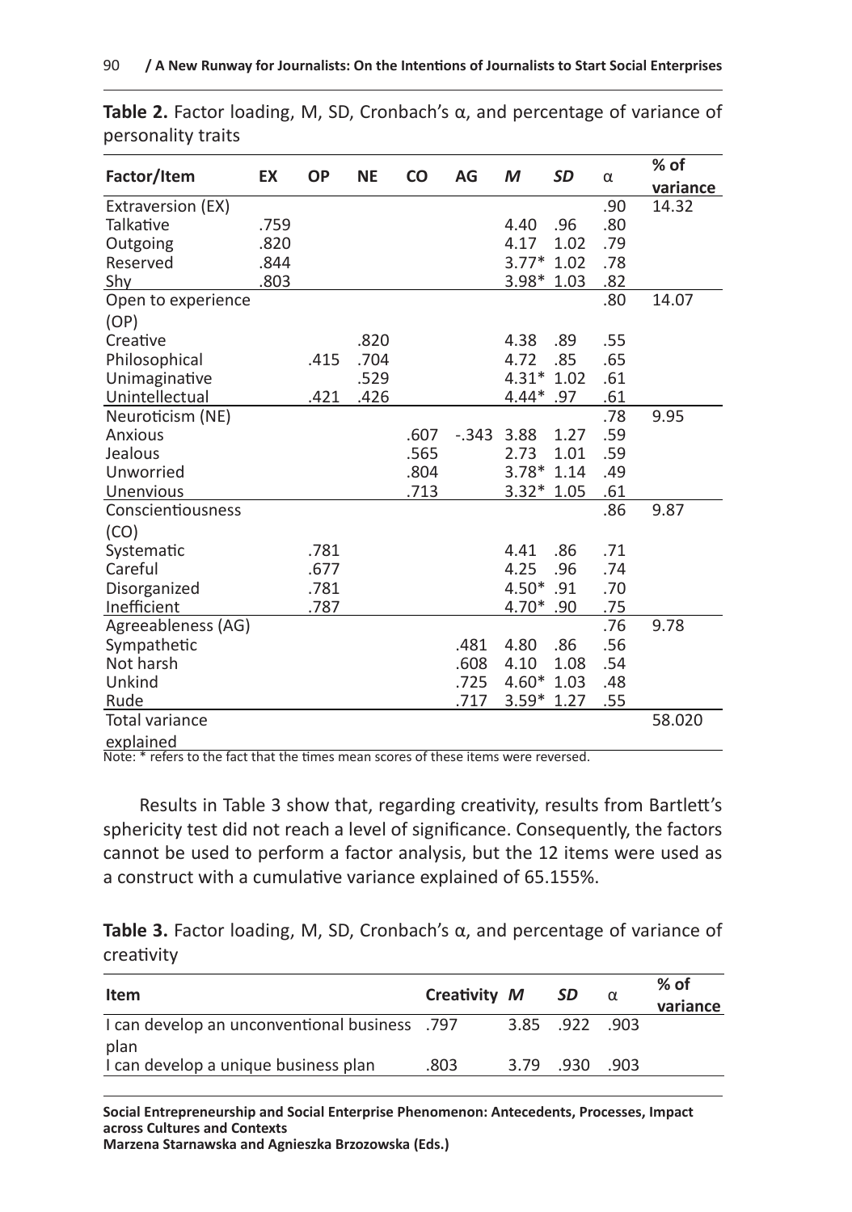**Table 2.** Factor loading, M, SD, Cronbach's α, and percentage of variance of personality traits

| Factor/Item | EX | OP | NE | CO | AG | *M* | *SD* | α | % of variance |
|---|---|---|---|---|---|---|---|---|---|
| Extraversion (EX) | | | | | | | | .90 | 14.32 |
| Talkative | .759 | | | | | 4.40 | .96 | .80 | |
| Outgoing | .820 | | | | | 4.17 | 1.02 | .79 | |
| Reserved | .844 | | | | | 3.77* | 1.02 | .78 | |
| Shy | .803 | | | | | 3.98* | 1.03 | .82 | |
| Open to experience (OP) | | | | | | | | .80 | 14.07 |
| Creative | | | .820 | | | 4.38 | .89 | .55 | |
| Philosophical | | .415 | .704 | | | 4.72 | .85 | .65 | |
| Unimaginative | | | .529 | | | 4.31* | 1.02 | .61 | |
| Unintellectual | | .421 | .426 | | | 4.44* | .97 | .61 | |
| Neuroticism (NE) | | | | | | | | .78 | 9.95 |
| Anxious | | | | .607 | -.343 | 3.88 | 1.27 | .59 | |
| Jealous | | | | .565 | | 2.73 | 1.01 | .59 | |
| Unworried | | | | .804 | | 3.78* | 1.14 | .49 | |
| Unenvious | | | | .713 | | 3.32* | 1.05 | .61 | |
| Conscientiousness (CO) | | | | | | | | .86 | 9.87 |
| Systematic | | .781 | | | | 4.41 | .86 | .71 | |
| Careful | | .677 | | | | 4.25 | .96 | .74 | |
| Disorganized | | .781 | | | | 4.50* | .91 | .70 | |
| Inefficient | | .787 | | | | 4.70* | .90 | .75 | |
| Agreeableness (AG) | | | | | | | | .76 | 9.78 |
| Sympathetic | | | | | .481 | 4.80 | .86 | .56 | |
| Not harsh | | | | | .608 | 4.10 | 1.08 | .54 | |
| Unkind | | | | | .725 | 4.60* | 1.03 | .48 | |
| Rude | | | | | .717 | 3.59* | 1.27 | .55 | |
| Total variance explained | | | | | | | | | 58.020 |

Note: * refers to the fact that the times mean scores of these items were reversed.

Results in Table 3 show that, regarding creativity, results from Bartlett's sphericity test did not reach a level of significance. Consequently, the factors cannot be used to perform a factor analysis, but the 12 items were used as a construct with a cumulative variance explained of 65.155%.

**Table 3.** Factor loading, M, SD, Cronbach's α, and percentage of variance of creativity

| Item | Creativity | *M* | *SD* | α | % of variance |
|---|---|---|---|---|---|
| I can develop an unconventional business plan | .797 | 3.85 | .922 | .903 | |
| I can develop a unique business plan | .803 | 3.79 | .930 | .903 | |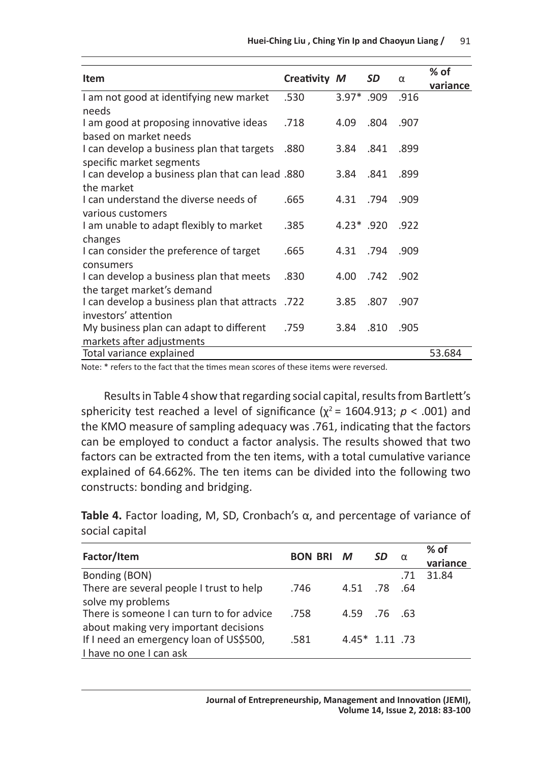| Item | Creativity | *M* | *SD* | α | % of variance |
|---|---|---|---|---|---|
| I am not good at identifying new market needs | .530 | 3.97* | .909 | .916 | |
| I am good at proposing innovative ideas based on market needs | .718 | 4.09 | .804 | .907 | |
| I can develop a business plan that targets specific market segments | .880 | 3.84 | .841 | .899 | |
| I can develop a business plan that can lead the market | .880 | 3.84 | .841 | .899 | |
| I can understand the diverse needs of various customers | .665 | 4.31 | .794 | .909 | |
| I am unable to adapt flexibly to market changes | .385 | 4.23* | .920 | .922 | |
| I can consider the preference of target consumers | .665 | 4.31 | .794 | .909 | |
| I can develop a business plan that meets the target market's demand | .830 | 4.00 | .742 | .902 | |
| I can develop a business plan that attracts investors' attention | .722 | 3.85 | .807 | .907 | |
| My business plan can adapt to different markets after adjustments | .759 | 3.84 | .810 | .905 | |
| Total variance explained | | | | | 53.684 |

Note: * refers to the fact that the times mean scores of these items were reversed.

Results in Table 4 show that regarding social capital, results from Bartlett's sphericity test reached a level of significance ($\chi^2 = 1604.913$; $p < .001$) and the KMO measure of sampling adequacy was .761, indicating that the factors can be employed to conduct a factor analysis. The results showed that two factors can be extracted from the ten items, with a total cumulative variance explained of 64.662%. The ten items can be divided into the following two constructs: bonding and bridging.

**Table 4.** Factor loading, M, SD, Cronbach's α, and percentage of variance of social capital

| Factor/Item | BON | BRI | *M* | *SD* | α | % of variance |
|---|---|---|---|---|---|---|
| Bonding (BON) | | | | | .71 | 31.84 |
| There are several people I trust to help solve my problems | .746 | | 4.51 | .78 | .64 | |
| There is someone I can turn to for advice about making very important decisions | .758 | | 4.59 | .76 | .63 | |
| If I need an emergency loan of US$500, I have no one I can ask | .581 | | 4.45* | 1.11 | .73 | |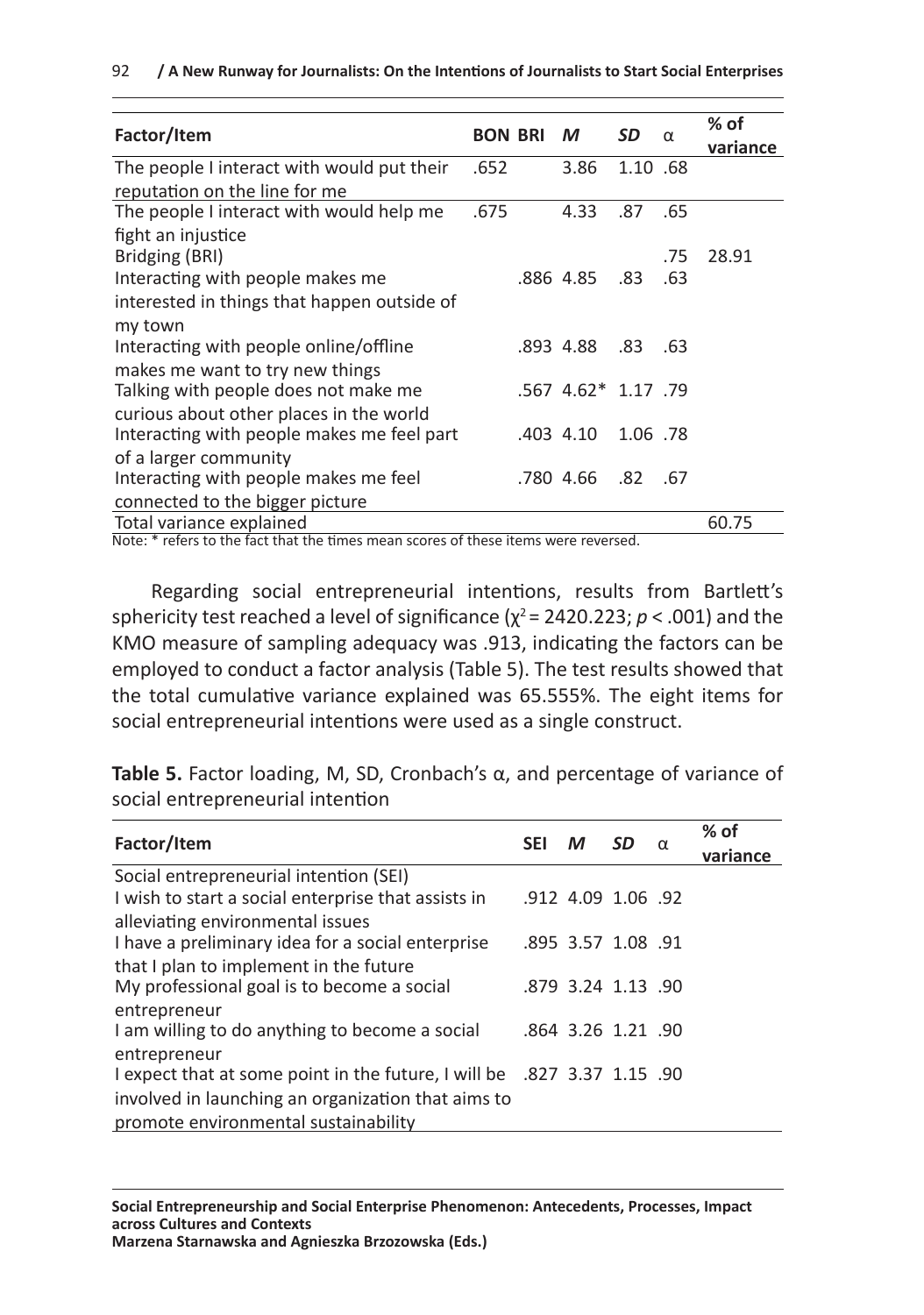| Factor/Item | BON | BRI | *M* | *SD* | α | % of variance |
|---|---|---|---|---|---|---|
| The people I interact with would put their reputation on the line for me | .652 | | 3.86 | 1.10 | .68 | |
| The people I interact with would help me fight an injustice | .675 | | 4.33 | .87 | .65 | |
| Bridging (BRI) | | | | | .75 | 28.91 |
| Interacting with people makes me interested in things that happen outside of my town | | .886 | 4.85 | .83 | .63 | |
| Interacting with people online/offline makes me want to try new things | | .893 | 4.88 | .83 | .63 | |
| Talking with people does not make me curious about other places in the world | | .567 | 4.62* | 1.17 | .79 | |
| Interacting with people makes me feel part of a larger community | | .403 | 4.10 | 1.06 | .78 | |
| Interacting with people makes me feel connected to the bigger picture | | .780 | 4.66 | .82 | .67 | |
| Total variance explained | | | | | | 60.75 |

Note: * refers to the fact that the times mean scores of these items were reversed.

Regarding social entrepreneurial intentions, results from Bartlett's sphericity test reached a level of significance ($\chi^2 = 2420.223$; $p < .001$) and the KMO measure of sampling adequacy was .913, indicating the factors can be employed to conduct a factor analysis (Table 5). The test results showed that the total cumulative variance explained was 65.555%. The eight items for social entrepreneurial intentions were used as a single construct.

**Table 5.** Factor loading, M, SD, Cronbach's α, and percentage of variance of social entrepreneurial intention

| Factor/Item | SEI | *M* | *SD* | α | % of variance |
|---|---|---|---|---|---|
| Social entrepreneurial intention (SEI) | | | | | |
| I wish to start a social enterprise that assists in alleviating environmental issues | .912 | 4.09 | 1.06 | .92 | |
| I have a preliminary idea for a social enterprise that I plan to implement in the future | .895 | 3.57 | 1.08 | .91 | |
| My professional goal is to become a social entrepreneur | .879 | 3.24 | 1.13 | .90 | |
| I am willing to do anything to become a social entrepreneur | .864 | 3.26 | 1.21 | .90 | |
| I expect that at some point in the future, I will be involved in launching an organization that aims to promote environmental sustainability | .827 | 3.37 | 1.15 | .90 | |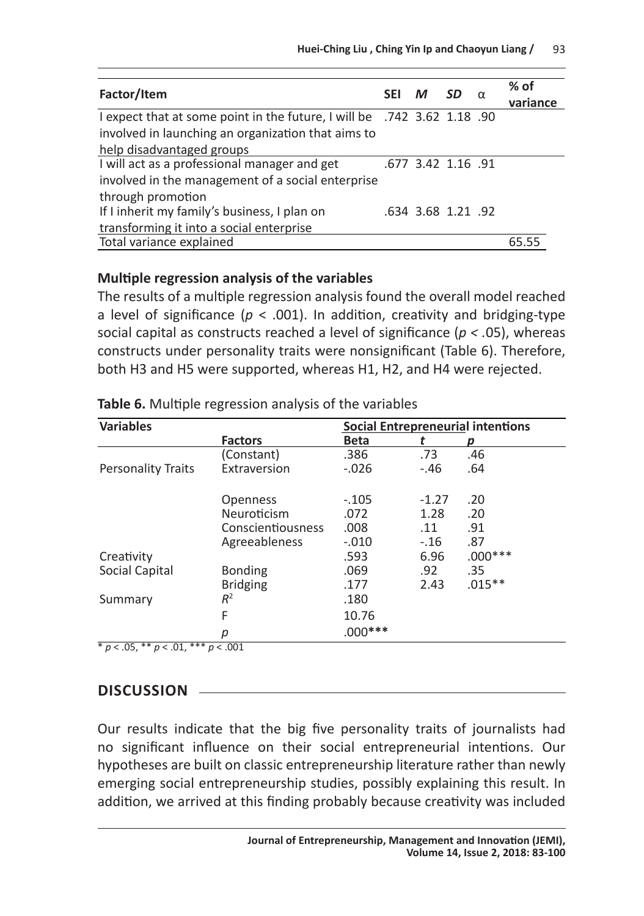| Factor/Item | SEI | *M* | *SD* | α | % of variance |
|---|---|---|---|---|---|
| I expect that at some point in the future, I will be involved in launching an organization that aims to help disadvantaged groups | .742 | 3.62 | 1.18 | .90 | |
| I will act as a professional manager and get involved in the management of a social enterprise through promotion | .677 | 3.42 | 1.16 | .91 | |
| If I inherit my family's business, I plan on transforming it into a social enterprise | .634 | 3.68 | 1.21 | .92 | |
| Total variance explained | | | | | 65.55 |

**Multiple regression analysis of the variables**

The results of a multiple regression analysis found the overall model reached a level of significance ($p < .001$). In addition, creativity and bridging-type social capital as constructs reached a level of significance ($p < .05$), whereas constructs under personality traits were nonsignificant (Table 6). Therefore, both H3 and H5 were supported, whereas H1, H2, and H4 were rejected.

**Table 6.** Multiple regression analysis of the variables

| Variables | Factors | Social Entrepreneurial intentions Beta | *t* | *p* |
|---|---|---|---|---|
| | (Constant) | .386 | .73 | .46 |
| Personality Traits | Extraversion | -.026 | -.46 | .64 |
| | Openness | -.105 | -1.27 | .20 |
| | Neuroticism | .072 | 1.28 | .20 |
| | Conscientiousness | .008 | .11 | .91 |
| | Agreeableness | -.010 | -.16 | .87 |
| Creativity | | .593 | 6.96 | .000*** |
| Social Capital | Bonding | .069 | .92 | .35 |
| | Bridging | .177 | 2.43 | .015** |
| Summary | $R^2$ | .180 | | |
| | F | 10.76 | | |
| | *p* | .000*** | | |

\* $p < .05$, ** $p < .01$, *** $p < .001$

## DISCUSSION

Our results indicate that the big five personality traits of journalists had no significant influence on their social entrepreneurial intentions. Our hypotheses are built on classic entrepreneurship literature rather than newly emerging social entrepreneurship studies, possibly explaining this result. In addition, we arrived at this finding probably because creativity was included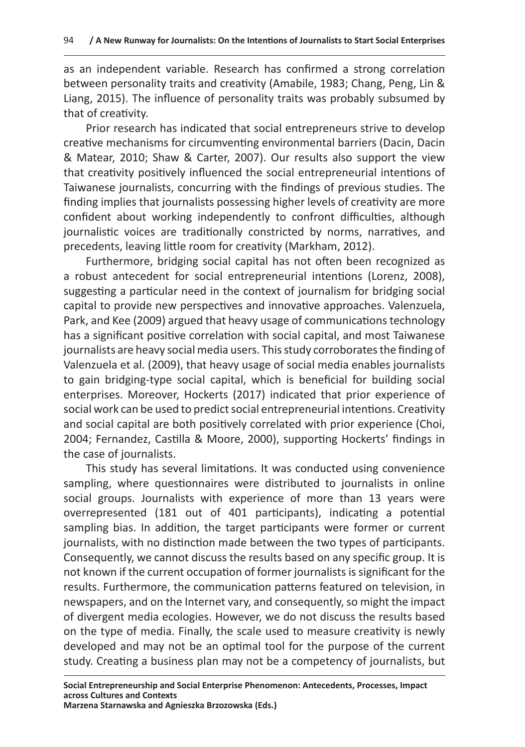as an independent variable. Research has confirmed a strong correlation between personality traits and creativity (Amabile, 1983; Chang, Peng, Lin & Liang, 2015). The influence of personality traits was probably subsumed by that of creativity.

Prior research has indicated that social entrepreneurs strive to develop creative mechanisms for circumventing environmental barriers (Dacin, Dacin & Matear, 2010; Shaw & Carter, 2007). Our results also support the view that creativity positively influenced the social entrepreneurial intentions of Taiwanese journalists, concurring with the findings of previous studies. The finding implies that journalists possessing higher levels of creativity are more confident about working independently to confront difficulties, although journalistic voices are traditionally constricted by norms, narratives, and precedents, leaving little room for creativity (Markham, 2012).

Furthermore, bridging social capital has not often been recognized as a robust antecedent for social entrepreneurial intentions (Lorenz, 2008), suggesting a particular need in the context of journalism for bridging social capital to provide new perspectives and innovative approaches. Valenzuela, Park, and Kee (2009) argued that heavy usage of communications technology has a significant positive correlation with social capital, and most Taiwanese journalists are heavy social media users. This study corroborates the finding of Valenzuela et al. (2009), that heavy usage of social media enables journalists to gain bridging-type social capital, which is beneficial for building social enterprises. Moreover, Hockerts (2017) indicated that prior experience of social work can be used to predict social entrepreneurial intentions. Creativity and social capital are both positively correlated with prior experience (Choi, 2004; Fernandez, Castilla & Moore, 2000), supporting Hockerts' findings in the case of journalists.

This study has several limitations. It was conducted using convenience sampling, where questionnaires were distributed to journalists in online social groups. Journalists with experience of more than 13 years were overrepresented (181 out of 401 participants), indicating a potential sampling bias. In addition, the target participants were former or current journalists, with no distinction made between the two types of participants. Consequently, we cannot discuss the results based on any specific group. It is not known if the current occupation of former journalists is significant for the results. Furthermore, the communication patterns featured on television, in newspapers, and on the Internet vary, and consequently, so might the impact of divergent media ecologies. However, we do not discuss the results based on the type of media. Finally, the scale used to measure creativity is newly developed and may not be an optimal tool for the purpose of the current study. Creating a business plan may not be a competency of journalists, but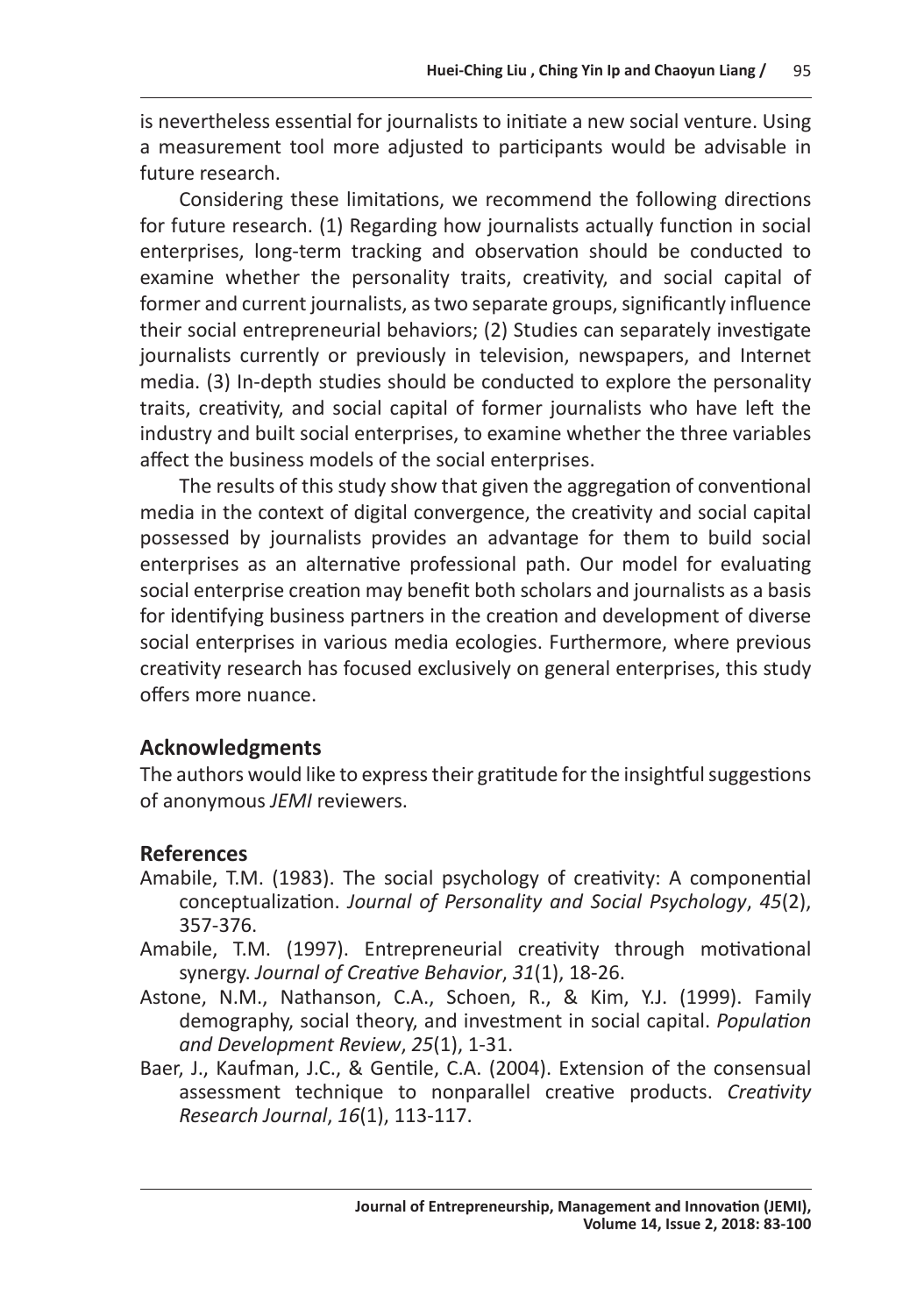is nevertheless essential for journalists to initiate a new social venture. Using a measurement tool more adjusted to participants would be advisable in future research.

Considering these limitations, we recommend the following directions for future research. (1) Regarding how journalists actually function in social enterprises, long-term tracking and observation should be conducted to examine whether the personality traits, creativity, and social capital of former and current journalists, as two separate groups, significantly influence their social entrepreneurial behaviors; (2) Studies can separately investigate journalists currently or previously in television, newspapers, and Internet media. (3) In-depth studies should be conducted to explore the personality traits, creativity, and social capital of former journalists who have left the industry and built social enterprises, to examine whether the three variables affect the business models of the social enterprises.

The results of this study show that given the aggregation of conventional media in the context of digital convergence, the creativity and social capital possessed by journalists provides an advantage for them to build social enterprises as an alternative professional path. Our model for evaluating social enterprise creation may benefit both scholars and journalists as a basis for identifying business partners in the creation and development of diverse social enterprises in various media ecologies. Furthermore, where previous creativity research has focused exclusively on general enterprises, this study offers more nuance.

## Acknowledgments

The authors would like to express their gratitude for the insightful suggestions of anonymous *JEMI* reviewers.

## References

Amabile, T.M. (1983). The social psychology of creativity: A componential conceptualization. *Journal of Personality and Social Psychology*, *45*(2), 357-376.

Amabile, T.M. (1997). Entrepreneurial creativity through motivational synergy. *Journal of Creative Behavior*, *31*(1), 18-26.

Astone, N.M., Nathanson, C.A., Schoen, R., & Kim, Y.J. (1999). Family demography, social theory, and investment in social capital. *Population and Development Review*, *25*(1), 1-31.

Baer, J., Kaufman, J.C., & Gentile, C.A. (2004). Extension of the consensual assessment technique to nonparallel creative products. *Creativity Research Journal*, *16*(1), 113-117.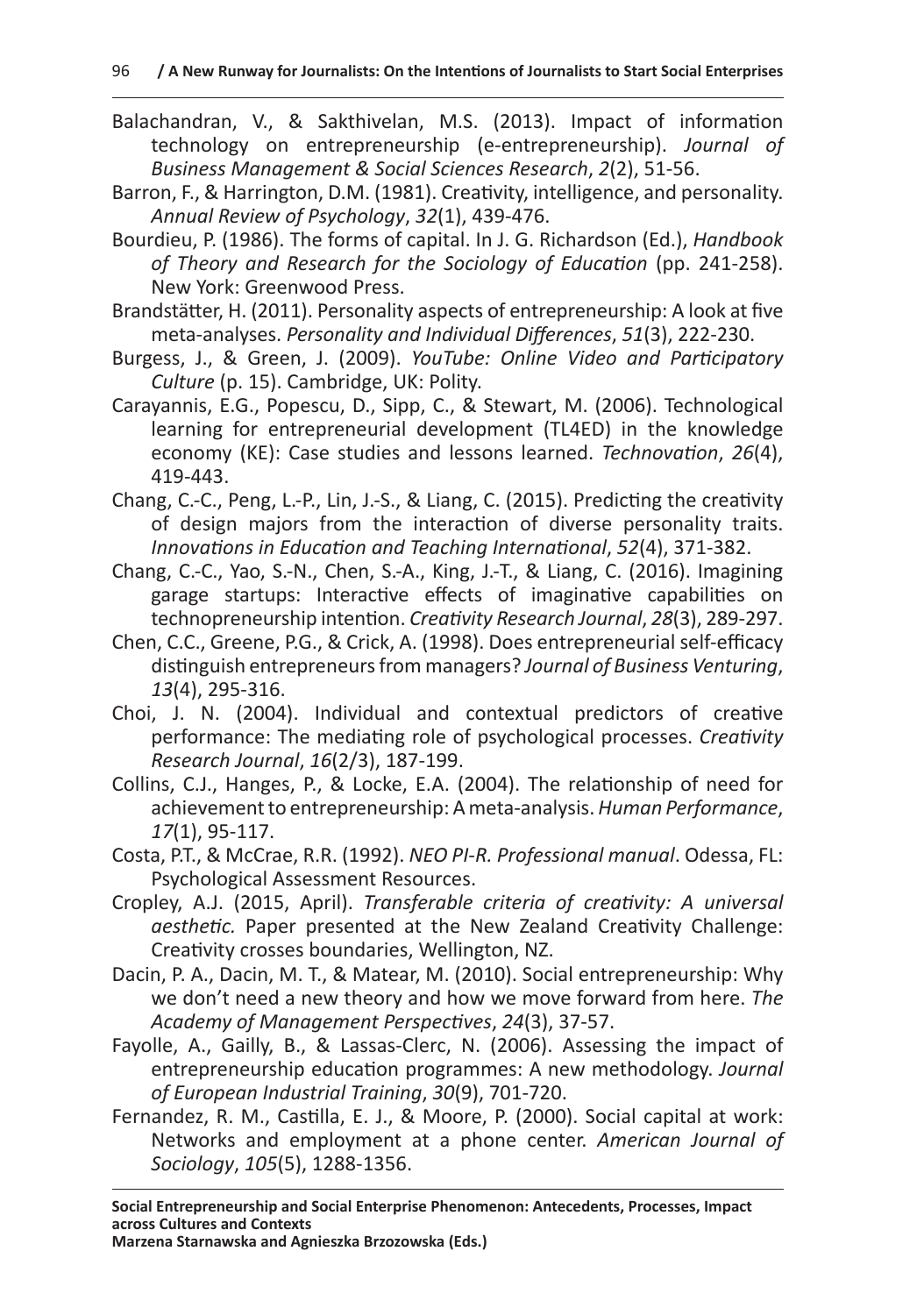Balachandran, V., & Sakthivelan, M.S. (2013). Impact of information technology on entrepreneurship (e-entrepreneurship). *Journal of Business Management & Social Sciences Research*, *2*(2), 51-56.

Barron, F., & Harrington, D.M. (1981). Creativity, intelligence, and personality. *Annual Review of Psychology*, *32*(1), 439-476.

Bourdieu, P. (1986). The forms of capital. In J. G. Richardson (Ed.), *Handbook of Theory and Research for the Sociology of Education* (pp. 241-258). New York: Greenwood Press.

Brandstätter, H. (2011). Personality aspects of entrepreneurship: A look at five meta-analyses. *Personality and Individual Differences*, *51*(3), 222-230.

Burgess, J., & Green, J. (2009). *YouTube: Online Video and Participatory Culture* (p. 15). Cambridge, UK: Polity.

Carayannis, E.G., Popescu, D., Sipp, C., & Stewart, M. (2006). Technological learning for entrepreneurial development (TL4ED) in the knowledge economy (KE): Case studies and lessons learned. *Technovation*, *26*(4), 419-443.

Chang, C.-C., Peng, L.-P., Lin, J.-S., & Liang, C. (2015). Predicting the creativity of design majors from the interaction of diverse personality traits. *Innovations in Education and Teaching International*, *52*(4), 371-382.

Chang, C.-C., Yao, S.-N., Chen, S.-A., King, J.-T., & Liang, C. (2016). Imagining garage startups: Interactive effects of imaginative capabilities on technopreneurship intention. *Creativity Research Journal*, *28*(3), 289-297.

Chen, C.C., Greene, P.G., & Crick, A. (1998). Does entrepreneurial self-efficacy distinguish entrepreneurs from managers? *Journal of Business Venturing*, *13*(4), 295-316.

Choi, J. N. (2004). Individual and contextual predictors of creative performance: The mediating role of psychological processes. *Creativity Research Journal*, *16*(2/3), 187-199.

Collins, C.J., Hanges, P., & Locke, E.A. (2004). The relationship of need for achievement to entrepreneurship: A meta-analysis. *Human Performance*, *17*(1), 95-117.

Costa, P.T., & McCrae, R.R. (1992). *NEO PI-R. Professional manual*. Odessa, FL: Psychological Assessment Resources.

Cropley, A.J. (2015, April). *Transferable criteria of creativity: A universal aesthetic.* Paper presented at the New Zealand Creativity Challenge: Creativity crosses boundaries, Wellington, NZ.

Dacin, P. A., Dacin, M. T., & Matear, M. (2010). Social entrepreneurship: Why we don't need a new theory and how we move forward from here. *The Academy of Management Perspectives*, *24*(3), 37-57.

Fayolle, A., Gailly, B., & Lassas-Clerc, N. (2006). Assessing the impact of entrepreneurship education programmes: A new methodology. *Journal of European Industrial Training*, *30*(9), 701-720.

Fernandez, R. M., Castilla, E. J., & Moore, P. (2000). Social capital at work: Networks and employment at a phone center. *American Journal of Sociology*, *105*(5), 1288-1356.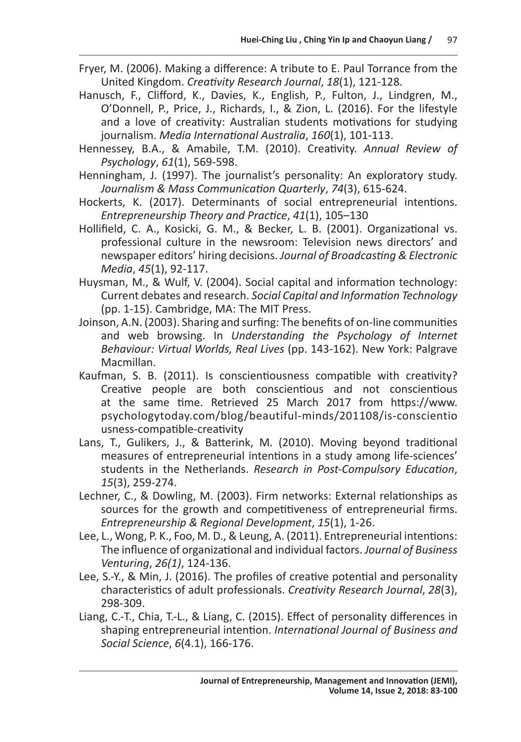Fryer, M. (2006). Making a difference: A tribute to E. Paul Torrance from the United Kingdom. *Creativity Research Journal*, *18*(1), 121-128.

Hanusch, F., Clifford, K., Davies, K., English, P., Fulton, J., Lindgren, M., O'Donnell, P., Price, J., Richards, I., & Zion, L. (2016). For the lifestyle and a love of creativity: Australian students motivations for studying journalism. *Media International Australia*, *160*(1), 101-113.

Hennessey, B.A., & Amabile, T.M. (2010). Creativity. *Annual Review of Psychology*, *61*(1), 569-598.

Henningham, J. (1997). The journalist's personality: An exploratory study. *Journalism & Mass Communication Quarterly*, *74*(3), 615-624.

Hockerts, K. (2017). Determinants of social entrepreneurial intentions. *Entrepreneurship Theory and Practice*, *41*(1), 105–130

Hollifield, C. A., Kosicki, G. M., & Becker, L. B. (2001). Organizational vs. professional culture in the newsroom: Television news directors' and newspaper editors' hiring decisions. *Journal of Broadcasting & Electronic Media*, *45*(1), 92-117.

Huysman, M., & Wulf, V. (2004). Social capital and information technology: Current debates and research. *Social Capital and Information Technology* (pp. 1-15). Cambridge, MA: The MIT Press.

Joinson, A.N. (2003). Sharing and surfing: The benefits of on-line communities and web browsing. In *Understanding the Psychology of Internet Behaviour: Virtual Worlds, Real Lives* (pp. 143-162). New York: Palgrave Macmillan.

Kaufman, S. B. (2011). Is conscientiousness compatible with creativity? Creative people are both conscientious and not conscientious at the same time. Retrieved 25 March 2017 from https://www.psychologytoday.com/blog/beautiful-minds/201108/is-conscientiousness-compatible-creativity

Lans, T., Gulikers, J., & Batterink, M. (2010). Moving beyond traditional measures of entrepreneurial intentions in a study among life-sciences' students in the Netherlands. *Research in Post-Compulsory Education*, *15*(3), 259-274.

Lechner, C., & Dowling, M. (2003). Firm networks: External relationships as sources for the growth and competitiveness of entrepreneurial firms. *Entrepreneurship & Regional Development*, *15*(1), 1-26.

Lee, L., Wong, P. K., Foo, M. D., & Leung, A. (2011). Entrepreneurial intentions: The influence of organizational and individual factors. *Journal of Business Venturing*, *26(1)*, 124-136.

Lee, S.-Y., & Min, J. (2016). The profiles of creative potential and personality characteristics of adult professionals. *Creativity Research Journal*, *28*(3), 298-309.

Liang, C.-T., Chia, T.-L., & Liang, C. (2015). Effect of personality differences in shaping entrepreneurial intention. *International Journal of Business and Social Science*, *6*(4.1), 166-176.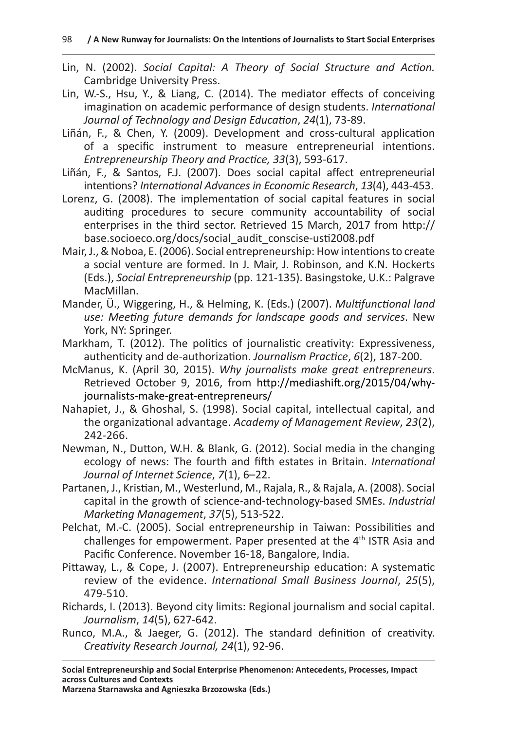Lin, N. (2002). *Social Capital: A Theory of Social Structure and Action.* Cambridge University Press.

Lin, W.-S., Hsu, Y., & Liang, C. (2014). The mediator effects of conceiving imagination on academic performance of design students. *International Journal of Technology and Design Education*, *24*(1), 73-89.

Liñán, F., & Chen, Y. (2009). Development and cross-cultural application of a specific instrument to measure entrepreneurial intentions. *Entrepreneurship Theory and Practice, 33*(3), 593-617.

Liñán, F., & Santos, F.J. (2007). Does social capital affect entrepreneurial intentions? *International Advances in Economic Research*, *13*(4), 443-453.

Lorenz, G. (2008). The implementation of social capital features in social auditing procedures to secure community accountability of social enterprises in the third sector. Retrieved 15 March, 2017 from http://base.socioeco.org/docs/social_audit_conscise-usti2008.pdf

Mair, J., & Noboa, E. (2006). Social entrepreneurship: How intentions to create a social venture are formed. In J. Mair, J. Robinson, and K.N. Hockerts (Eds.), *Social Entrepreneurship* (pp. 121-135). Basingstoke, U.K.: Palgrave MacMillan.

Mander, Ü., Wiggering, H., & Helming, K. (Eds.) (2007). *Multifunctional land use: Meeting future demands for landscape goods and services*. New York, NY: Springer.

Markham, T. (2012). The politics of journalistic creativity: Expressiveness, authenticity and de-authorization. *Journalism Practice*, *6*(2), 187-200.

McManus, K. (April 30, 2015). *Why journalists make great entrepreneurs*. Retrieved October 9, 2016, from http://mediashift.org/2015/04/why-journalists-make-great-entrepreneurs/

Nahapiet, J., & Ghoshal, S. (1998). Social capital, intellectual capital, and the organizational advantage. *Academy of Management Review*, *23*(2), 242-266.

Newman, N., Dutton, W.H. & Blank, G. (2012). Social media in the changing ecology of news: The fourth and fifth estates in Britain. *International Journal of Internet Science*, *7*(1), 6–22.

Partanen, J., Kristian, M., Westerlund, M., Rajala, R., & Rajala, A. (2008). Social capital in the growth of science-and-technology-based SMEs. *Industrial Marketing Management*, *37*(5), 513-522.

Pelchat, M.-C. (2005). Social entrepreneurship in Taiwan: Possibilities and challenges for empowerment. Paper presented at the 4th ISTR Asia and Pacific Conference. November 16-18, Bangalore, India.

Pittaway, L., & Cope, J. (2007). Entrepreneurship education: A systematic review of the evidence. *International Small Business Journal*, *25*(5), 479-510.

Richards, I. (2013). Beyond city limits: Regional journalism and social capital. *Journalism*, *14*(5), 627-642.

Runco, M.A., & Jaeger, G. (2012). The standard definition of creativity. *Creativity Research Journal, 24*(1), 92-96.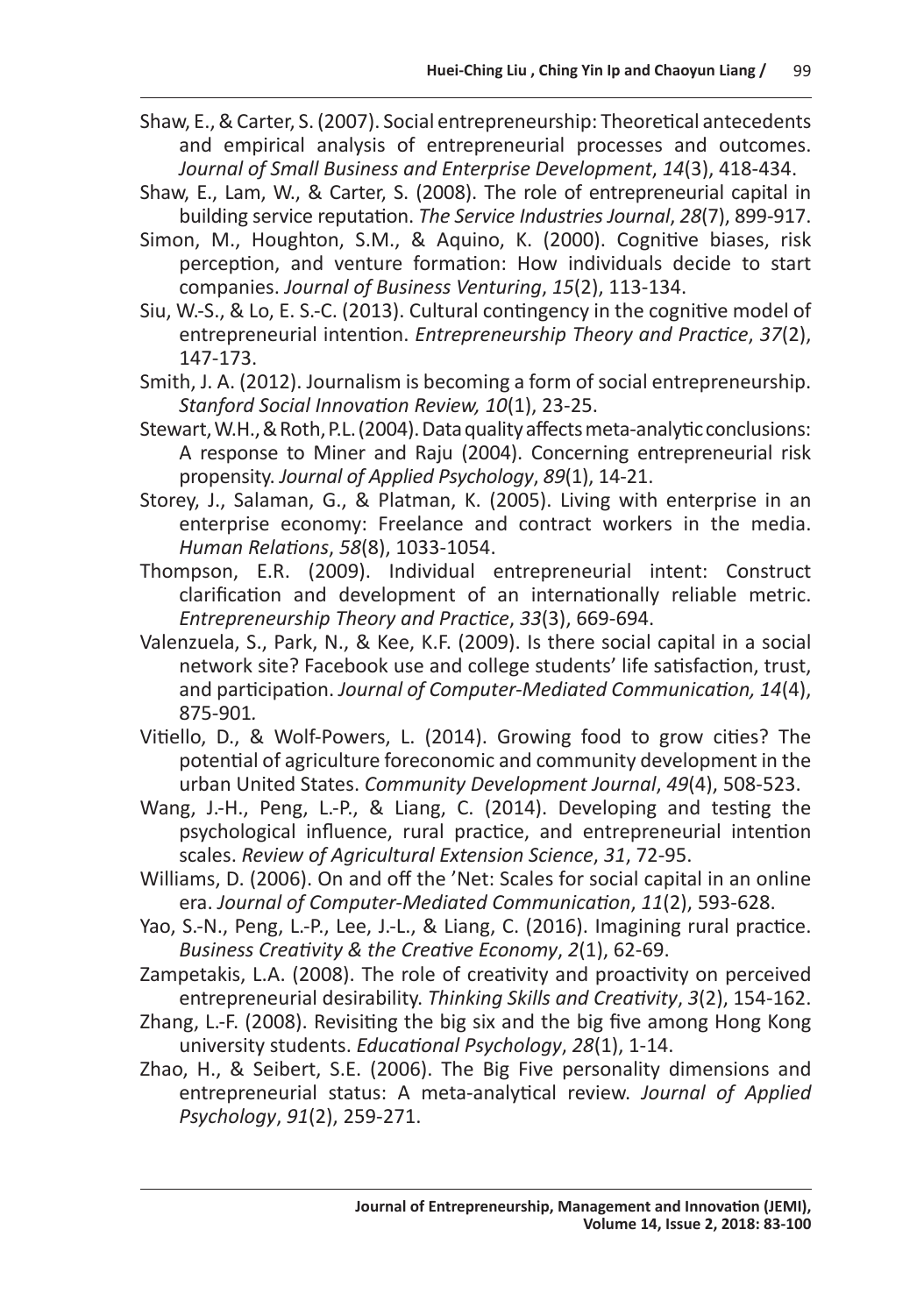Shaw, E., & Carter, S. (2007). Social entrepreneurship: Theoretical antecedents and empirical analysis of entrepreneurial processes and outcomes. *Journal of Small Business and Enterprise Development*, *14*(3), 418-434.

Shaw, E., Lam, W., & Carter, S. (2008). The role of entrepreneurial capital in building service reputation. *The Service Industries Journal*, *28*(7), 899-917.

Simon, M., Houghton, S.M., & Aquino, K. (2000). Cognitive biases, risk perception, and venture formation: How individuals decide to start companies. *Journal of Business Venturing*, *15*(2), 113-134.

Siu, W.-S., & Lo, E. S.-C. (2013). Cultural contingency in the cognitive model of entrepreneurial intention. *Entrepreneurship Theory and Practice*, *37*(2), 147-173.

Smith, J. A. (2012). Journalism is becoming a form of social entrepreneurship. *Stanford Social Innovation Review, 10*(1), 23-25.

Stewart, W.H., & Roth, P.L. (2004). Data quality affects meta-analytic conclusions: A response to Miner and Raju (2004). Concerning entrepreneurial risk propensity. *Journal of Applied Psychology*, *89*(1), 14-21.

Storey, J., Salaman, G., & Platman, K. (2005). Living with enterprise in an enterprise economy: Freelance and contract workers in the media. *Human Relations*, *58*(8), 1033-1054.

Thompson, E.R. (2009). Individual entrepreneurial intent: Construct clarification and development of an internationally reliable metric. *Entrepreneurship Theory and Practice*, *33*(3), 669-694.

Valenzuela, S., Park, N., & Kee, K.F. (2009). Is there social capital in a social network site? Facebook use and college students' life satisfaction, trust, and participation. *Journal of Computer-Mediated Communication, 14*(4), 875-901.

Vitiello, D., & Wolf-Powers, L. (2014). Growing food to grow cities? The potential of agriculture foreconomic and community development in the urban United States. *Community Development Journal*, *49*(4), 508-523.

Wang, J.-H., Peng, L.-P., & Liang, C. (2014). Developing and testing the psychological influence, rural practice, and entrepreneurial intention scales. *Review of Agricultural Extension Science*, *31*, 72-95.

Williams, D. (2006). On and off the 'Net: Scales for social capital in an online era. *Journal of Computer-Mediated Communication*, *11*(2), 593-628.

Yao, S.-N., Peng, L.-P., Lee, J.-L., & Liang, C. (2016). Imagining rural practice. *Business Creativity & the Creative Economy*, *2*(1), 62-69.

Zampetakis, L.A. (2008). The role of creativity and proactivity on perceived entrepreneurial desirability. *Thinking Skills and Creativity*, *3*(2), 154-162.

Zhang, L.-F. (2008). Revisiting the big six and the big five among Hong Kong university students. *Educational Psychology*, *28*(1), 1-14.

Zhao, H., & Seibert, S.E. (2006). The Big Five personality dimensions and entrepreneurial status: A meta-analytical review. *Journal of Applied Psychology*, *91*(2), 259-271.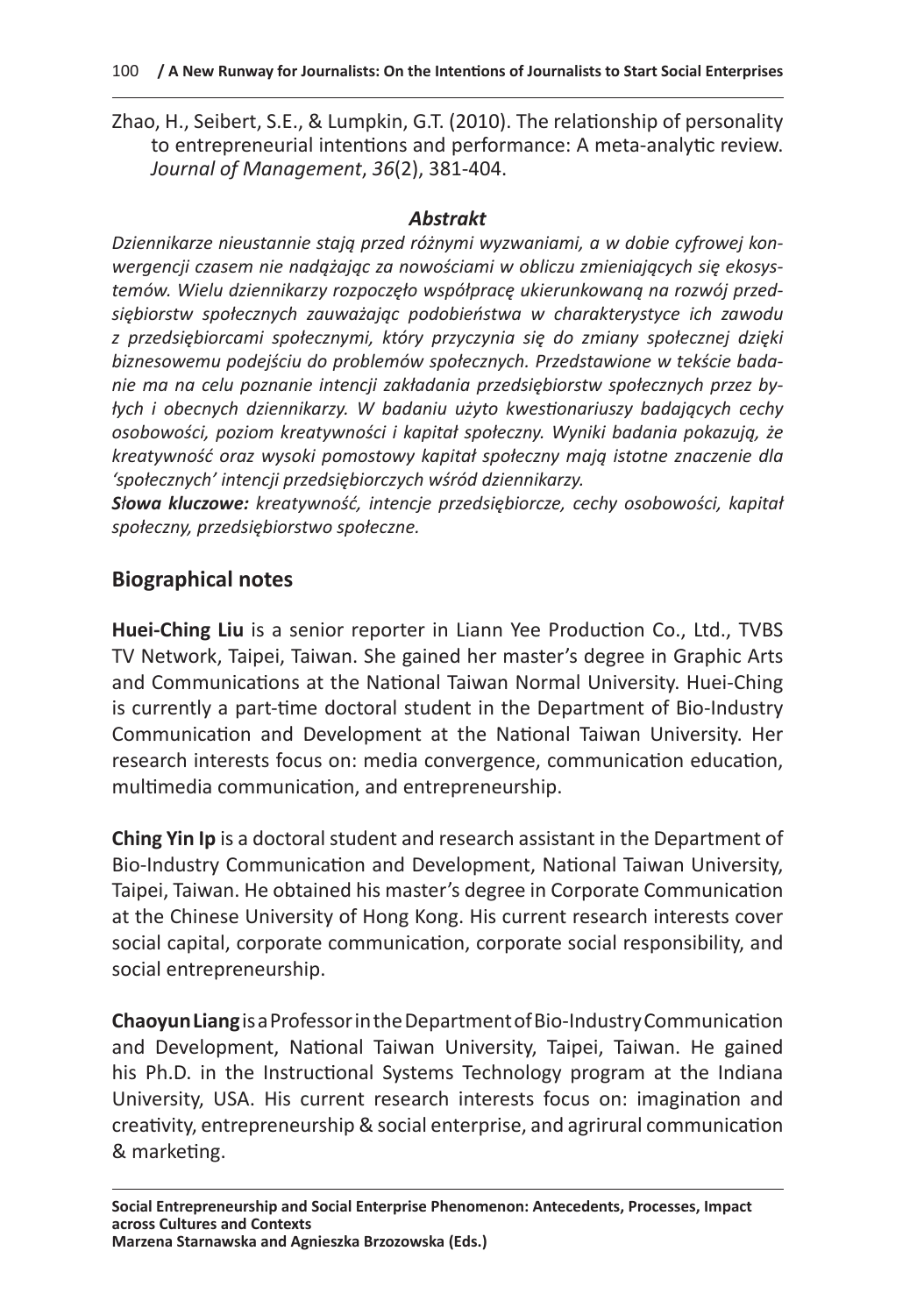Zhao, H., Seibert, S.E., & Lumpkin, G.T. (2010). The relationship of personality to entrepreneurial intentions and performance: A meta-analytic review. *Journal of Management*, *36*(2), 381-404.

### *Abstrakt*

*Dziennikarze nieustannie stają przed różnymi wyzwaniami, a w dobie cyfrowej konwergencji czasem nie nadążając za nowościami w obliczu zmieniających się ekosystemów. Wielu dziennikarzy rozpoczęło współpracę ukierunkowaną na rozwój przedsiębiorstw społecznych zauważając podobieństwa w charakterystyce ich zawodu z przedsiębiorcami społecznymi, który przyczynia się do zmiany społecznej dzięki biznesowemu podejściu do problemów społecznych. Przedstawione w tekście badanie ma na celu poznanie intencji zakładania przedsiębiorstw społecznych przez byłych i obecnych dziennikarzy. W badaniu użyto kwestionariuszy badających cechy osobowości, poziom kreatywności i kapitał społeczny. Wyniki badania pokazują, że kreatywność oraz wysoki pomostowy kapitał społeczny mają istotne znaczenie dla 'społecznych' intencji przedsiębiorczych wśród dziennikarzy.*

***Słowa kluczowe:*** *kreatywność, intencje przedsiębiorcze, cechy osobowości, kapitał społeczny, przedsiębiorstwo społeczne.*

## Biographical notes

**Huei-Ching Liu** is a senior reporter in Liann Yee Production Co., Ltd., TVBS TV Network, Taipei, Taiwan. She gained her master's degree in Graphic Arts and Communications at the National Taiwan Normal University. Huei-Ching is currently a part-time doctoral student in the Department of Bio-Industry Communication and Development at the National Taiwan University. Her research interests focus on: media convergence, communication education, multimedia communication, and entrepreneurship.

**Ching Yin Ip** is a doctoral student and research assistant in the Department of Bio-Industry Communication and Development, National Taiwan University, Taipei, Taiwan. He obtained his master's degree in Corporate Communication at the Chinese University of Hong Kong. His current research interests cover social capital, corporate communication, corporate social responsibility, and social entrepreneurship.

**Chaoyun Liang** is a Professor in the Department of Bio-Industry Communication and Development, National Taiwan University, Taipei, Taiwan. He gained his Ph.D. in the Instructional Systems Technology program at the Indiana University, USA. His current research interests focus on: imagination and creativity, entrepreneurship & social enterprise, and agrirural communication & marketing.